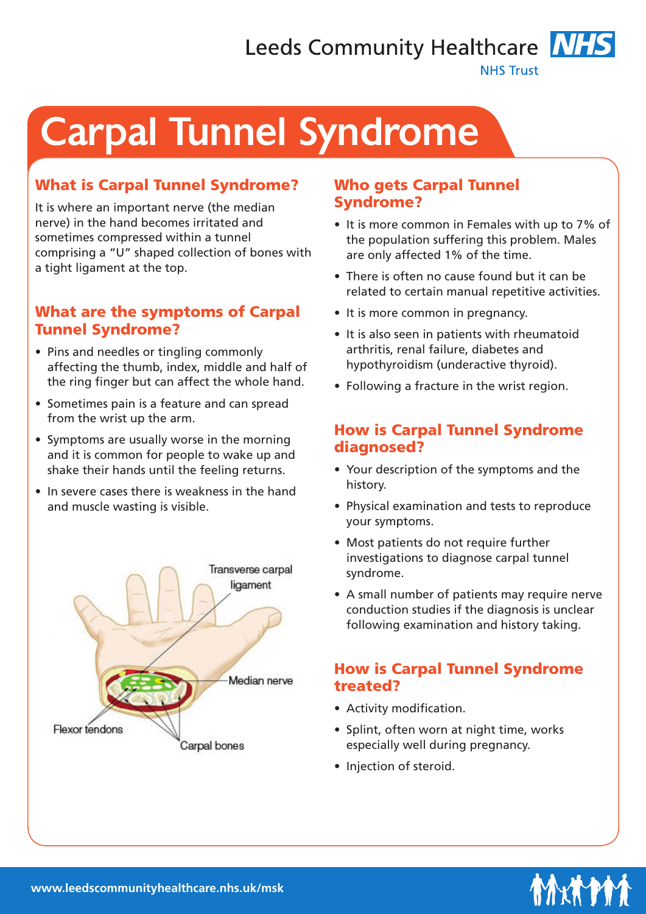Leeds Community Healthcare NHS Trust

# Carpal Tunnel Syndrome

## What is Carpal Tunnel Syndrome?

It is where an important nerve (the median nerve) in the hand becomes irritated and sometimes compressed within a tunnel comprising a "U" shaped collection of bones with a tight ligament at the top.

## What are the symptoms of Carpal Tunnel Syndrome?

- Pins and needles or tingling commonly affecting the thumb, index, middle and half of the ring finger but can affect the whole hand.
- Sometimes pain is a feature and can spread from the wrist up the arm.
- Symptoms are usually worse in the morning and it is common for people to wake up and shake their hands until the feeling returns.
- In severe cases there is weakness in the hand and muscle wasting is visible.

Transverse carpal ligament

Median nerve

Flexor tendons

Carpal bones

## Who gets Carpal Tunnel Syndrome?

- It is more common in Females with up to 7% of the population suffering this problem. Males are only affected 1% of the time.
- There is often no cause found but it can be related to certain manual repetitive activities.
- It is more common in pregnancy.
- It is also seen in patients with rheumatoid arthritis, renal failure, diabetes and hypothyroidism (underactive thyroid).
- Following a fracture in the wrist region.

## How is Carpal Tunnel Syndrome diagnosed?

- Your description of the symptoms and the history.
- Physical examination and tests to reproduce your symptoms.
- Most patients do not require further investigations to diagnose carpal tunnel syndrome.
- A small number of patients may require nerve conduction studies if the diagnosis is unclear following examination and history taking.

## How is Carpal Tunnel Syndrome treated?

- Activity modification.
- Splint, often worn at night time, works especially well during pregnancy.
- Injection of steroid.

www.leedscommunityhealthcare.nhs.uk/msk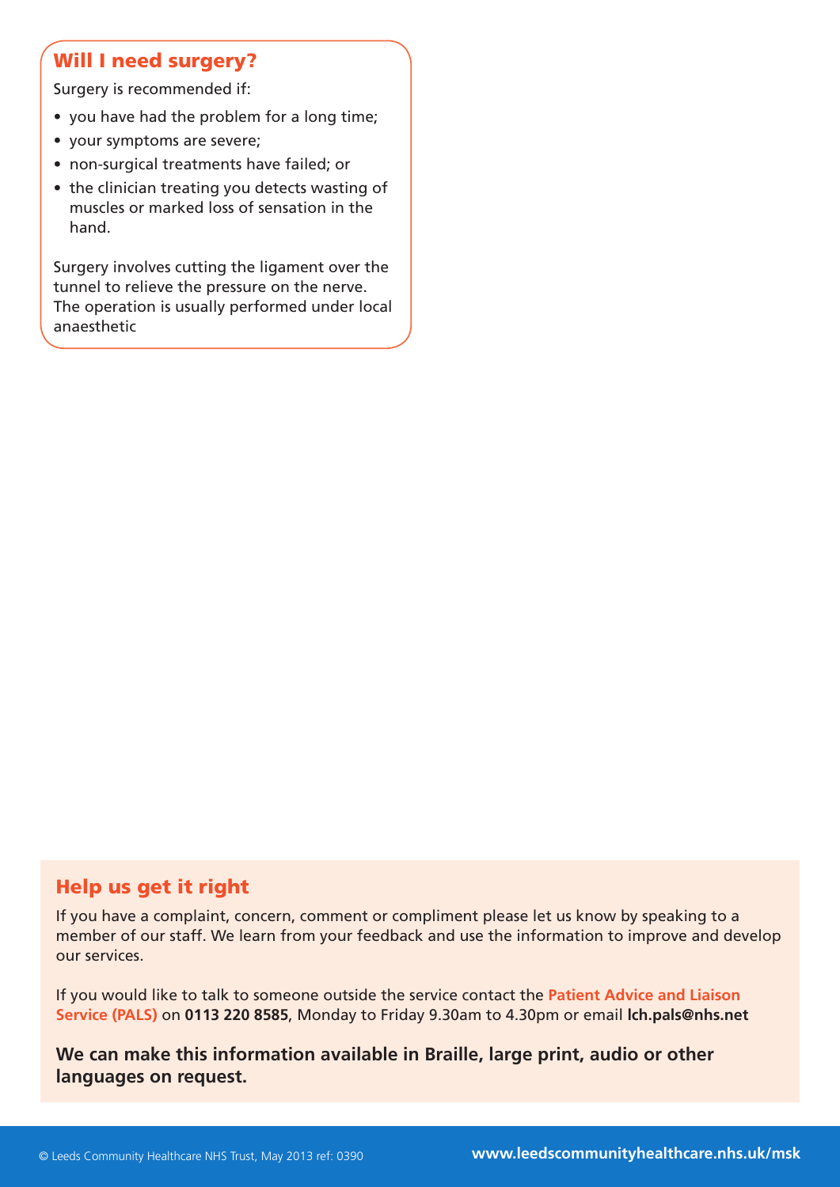## Will I need surgery?

Surgery is recommended if:

- you have had the problem for a long time;
- your symptoms are severe;
- non-surgical treatments have failed; or
- the clinician treating you detects wasting of muscles or marked loss of sensation in the hand.

Surgery involves cutting the ligament over the tunnel to relieve the pressure on the nerve. The operation is usually performed under local anaesthetic

## Help us get it right

If you have a complaint, concern, comment or compliment please let us know by speaking to a member of our staff. We learn from your feedback and use the information to improve and develop our services.

If you would like to talk to someone outside the service contact the **Patient Advice and Liaison Service (PALS)** on **0113 220 8585**, Monday to Friday 9.30am to 4.30pm or email **lch.pals@nhs.net**

**We can make this information available in Braille, large print, audio or other languages on request.**

© Leeds Community Healthcare NHS Trust, May 2013 ref: 0390

**www.leedscommunityhealthcare.nhs.uk/msk**